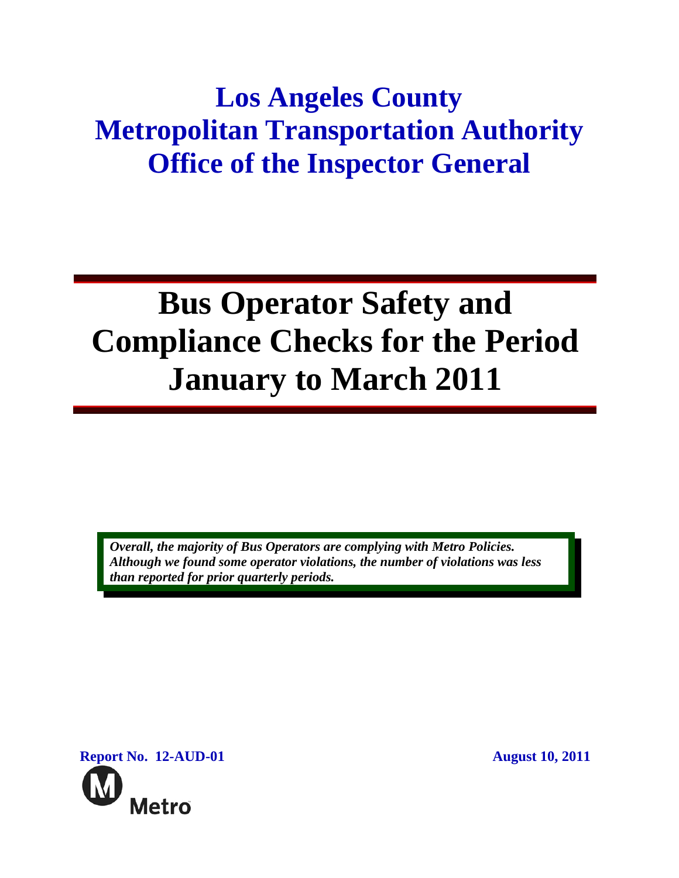# Los Angeles County Metropolitan Transportation Authority Office of the Inspector General

# Bus Operator Safety and Compliance Checks for the Period January to March 2011

***Overall, the majority of Bus Operators are complying with Metro Policies. Although we found some operator violations, the number of violations was less than reported for prior quarterly periods.***

**Report No. 12-AUD-01**

**August 10, 2011**

Metro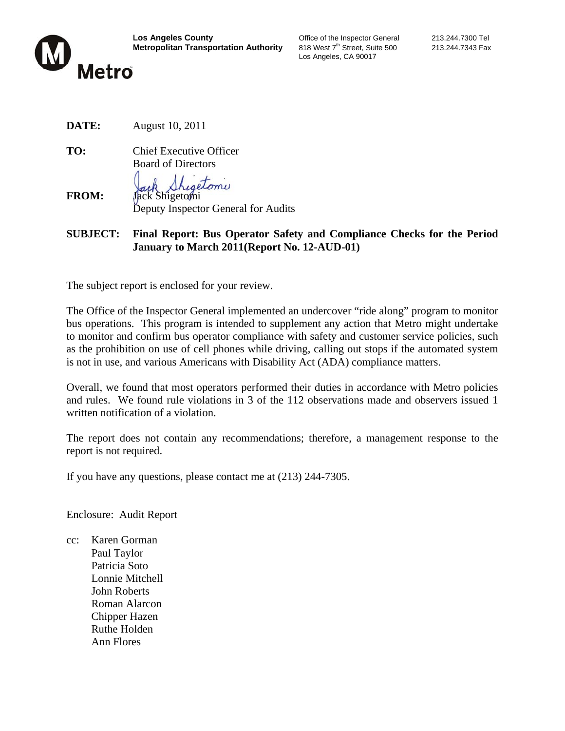**Los Angeles County**
**Metropolitan Transportation Authority**

Office of the Inspector General
818 West 7th Street, Suite 500
Los Angeles, CA 90017

213.244.7300 Tel
213.244.7343 Fax

**DATE:** August 10, 2011

**TO:** Chief Executive Officer
Board of Directors

**FROM:** Jack Shigetomi
Deputy Inspector General for Audits

**SUBJECT:** **Final Report: Bus Operator Safety and Compliance Checks for the Period January to March 2011(Report No. 12-AUD-01)**

The subject report is enclosed for your review.

The Office of the Inspector General implemented an undercover "ride along" program to monitor bus operations. This program is intended to supplement any action that Metro might undertake to monitor and confirm bus operator compliance with safety and customer service policies, such as the prohibition on use of cell phones while driving, calling out stops if the automated system is not in use, and various Americans with Disability Act (ADA) compliance matters.

Overall, we found that most operators performed their duties in accordance with Metro policies and rules. We found rule violations in 3 of the 112 observations made and observers issued 1 written notification of a violation.

The report does not contain any recommendations; therefore, a management response to the report is not required.

If you have any questions, please contact me at (213) 244-7305.

Enclosure: Audit Report

cc: Karen Gorman
Paul Taylor
Patricia Soto
Lonnie Mitchell
John Roberts
Roman Alarcon
Chipper Hazen
Ruthe Holden
Ann Flores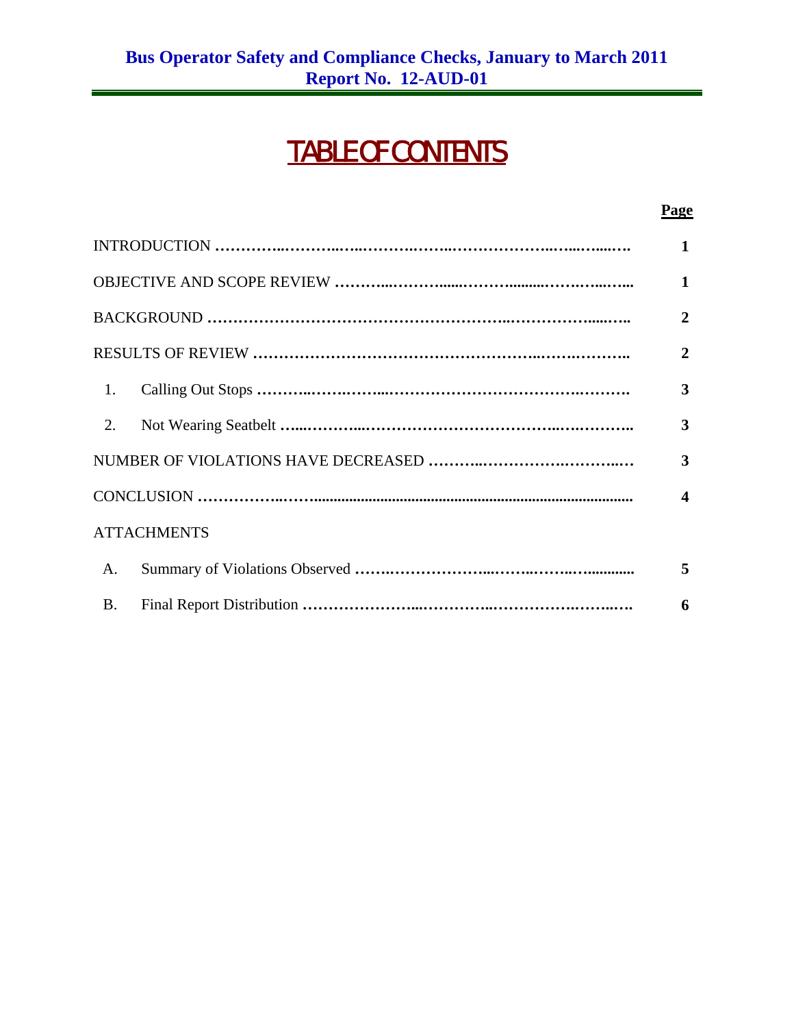**Bus Operator Safety and Compliance Checks, January to March 2011**
**Report No. 12-AUD-01**

# TABLE OF CONTENTS

| | | Page |
|---|---|---|
| INTRODUCTION | | 1 |
| OBJECTIVE AND SCOPE REVIEW | | 1 |
| BACKGROUND | | 2 |
| RESULTS OF REVIEW | | 2 |
| 1. | Calling Out Stops | 3 |
| 2. | Not Wearing Seatbelt | 3 |
| NUMBER OF VIOLATIONS HAVE DECREASED | | 3 |
| CONCLUSION | | 4 |
| ATTACHMENTS | | |
| A. | Summary of Violations Observed | 5 |
| B. | Final Report Distribution | 6 |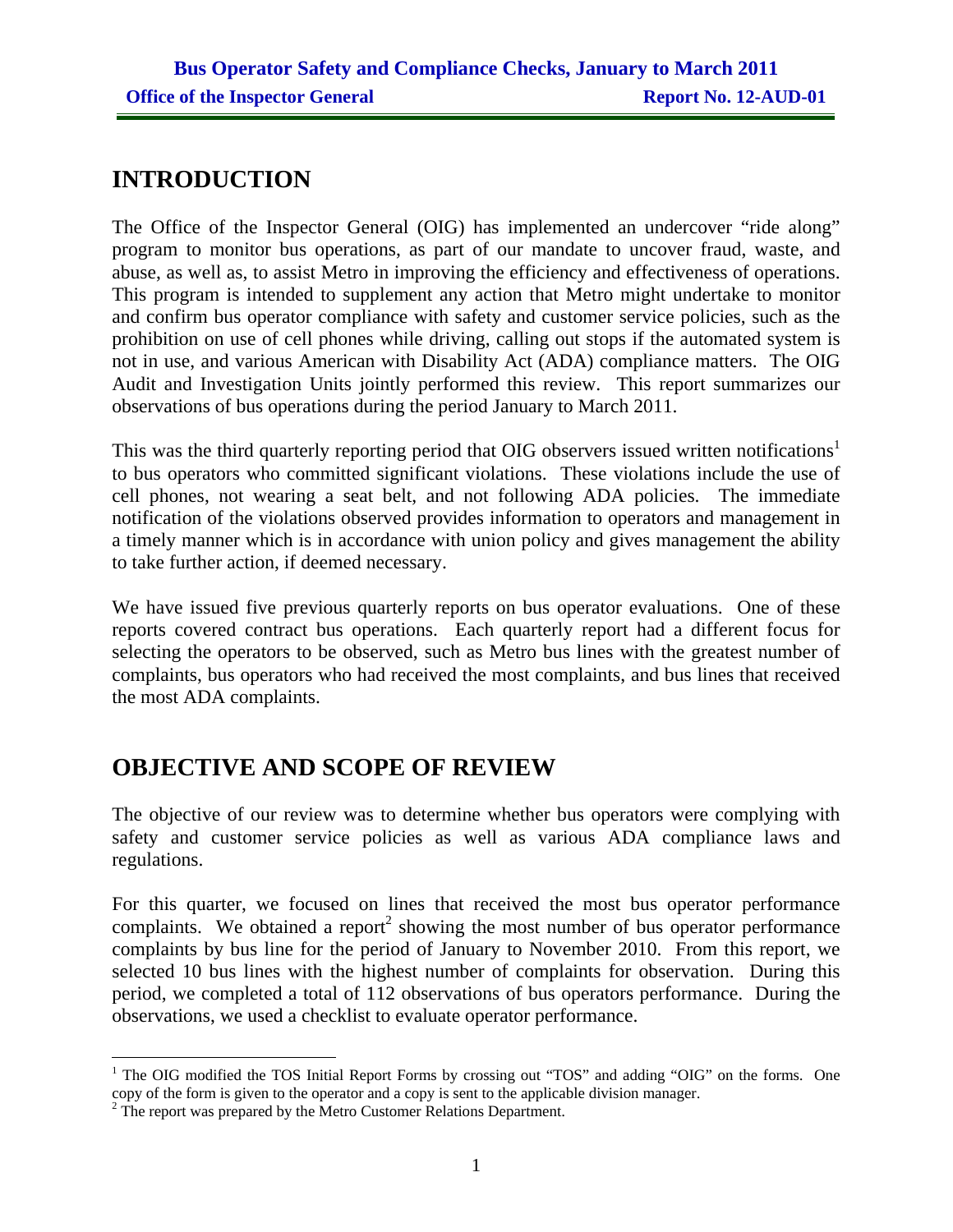## INTRODUCTION

The Office of the Inspector General (OIG) has implemented an undercover "ride along" program to monitor bus operations, as part of our mandate to uncover fraud, waste, and abuse, as well as, to assist Metro in improving the efficiency and effectiveness of operations. This program is intended to supplement any action that Metro might undertake to monitor and confirm bus operator compliance with safety and customer service policies, such as the prohibition on use of cell phones while driving, calling out stops if the automated system is not in use, and various American with Disability Act (ADA) compliance matters. The OIG Audit and Investigation Units jointly performed this review. This report summarizes our observations of bus operations during the period January to March 2011.

This was the third quarterly reporting period that OIG observers issued written notifications[1] to bus operators who committed significant violations. These violations include the use of cell phones, not wearing a seat belt, and not following ADA policies. The immediate notification of the violations observed provides information to operators and management in a timely manner which is in accordance with union policy and gives management the ability to take further action, if deemed necessary.

We have issued five previous quarterly reports on bus operator evaluations. One of these reports covered contract bus operations. Each quarterly report had a different focus for selecting the operators to be observed, such as Metro bus lines with the greatest number of complaints, bus operators who had received the most complaints, and bus lines that received the most ADA complaints.

## OBJECTIVE AND SCOPE OF REVIEW

The objective of our review was to determine whether bus operators were complying with safety and customer service policies as well as various ADA compliance laws and regulations.

For this quarter, we focused on lines that received the most bus operator performance complaints. We obtained a report[2] showing the most number of bus operator performance complaints by bus line for the period of January to November 2010. From this report, we selected 10 bus lines with the highest number of complaints for observation. During this period, we completed a total of 112 observations of bus operators performance. During the observations, we used a checklist to evaluate operator performance.

---

[1] The OIG modified the TOS Initial Report Forms by crossing out "TOS" and adding "OIG" on the forms. One copy of the form is given to the operator and a copy is sent to the applicable division manager.

[2] The report was prepared by the Metro Customer Relations Department.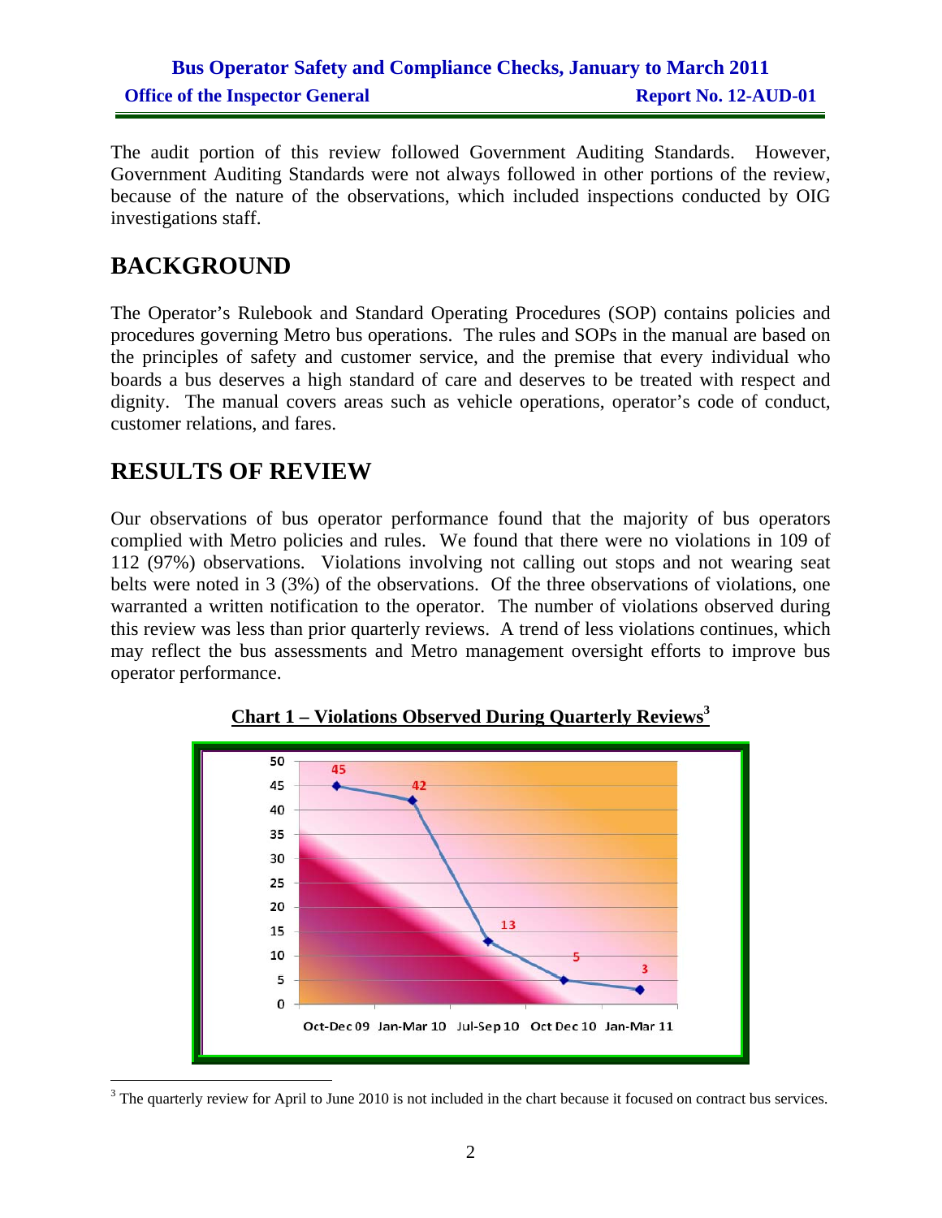The audit portion of this review followed Government Auditing Standards. However, Government Auditing Standards were not always followed in other portions of the review, because of the nature of the observations, which included inspections conducted by OIG investigations staff.

# BACKGROUND

The Operator's Rulebook and Standard Operating Procedures (SOP) contains policies and procedures governing Metro bus operations. The rules and SOPs in the manual are based on the principles of safety and customer service, and the premise that every individual who boards a bus deserves a high standard of care and deserves to be treated with respect and dignity. The manual covers areas such as vehicle operations, operator's code of conduct, customer relations, and fares.

# RESULTS OF REVIEW

Our observations of bus operator performance found that the majority of bus operators complied with Metro policies and rules. We found that there were no violations in 109 of 112 (97%) observations. Violations involving not calling out stops and not wearing seat belts were noted in 3 (3%) of the observations. Of the three observations of violations, one warranted a written notification to the operator. The number of violations observed during this review was less than prior quarterly reviews. A trend of less violations continues, which may reflect the bus assessments and Metro management oversight efforts to improve bus operator performance.

**Chart 1 – Violations Observed During Quarterly Reviews[3]**

| Quarter | Violations |
|---|---|
| Oct-Dec 09 | 45 |
| Jan-Mar 10 | 42 |
| Jul-Sep 10 | 13 |
| Oct Dec 10 | 5 |
| Jan-Mar 11 | 3 |

[3] The quarterly review for April to June 2010 is not included in the chart because it focused on contract bus services.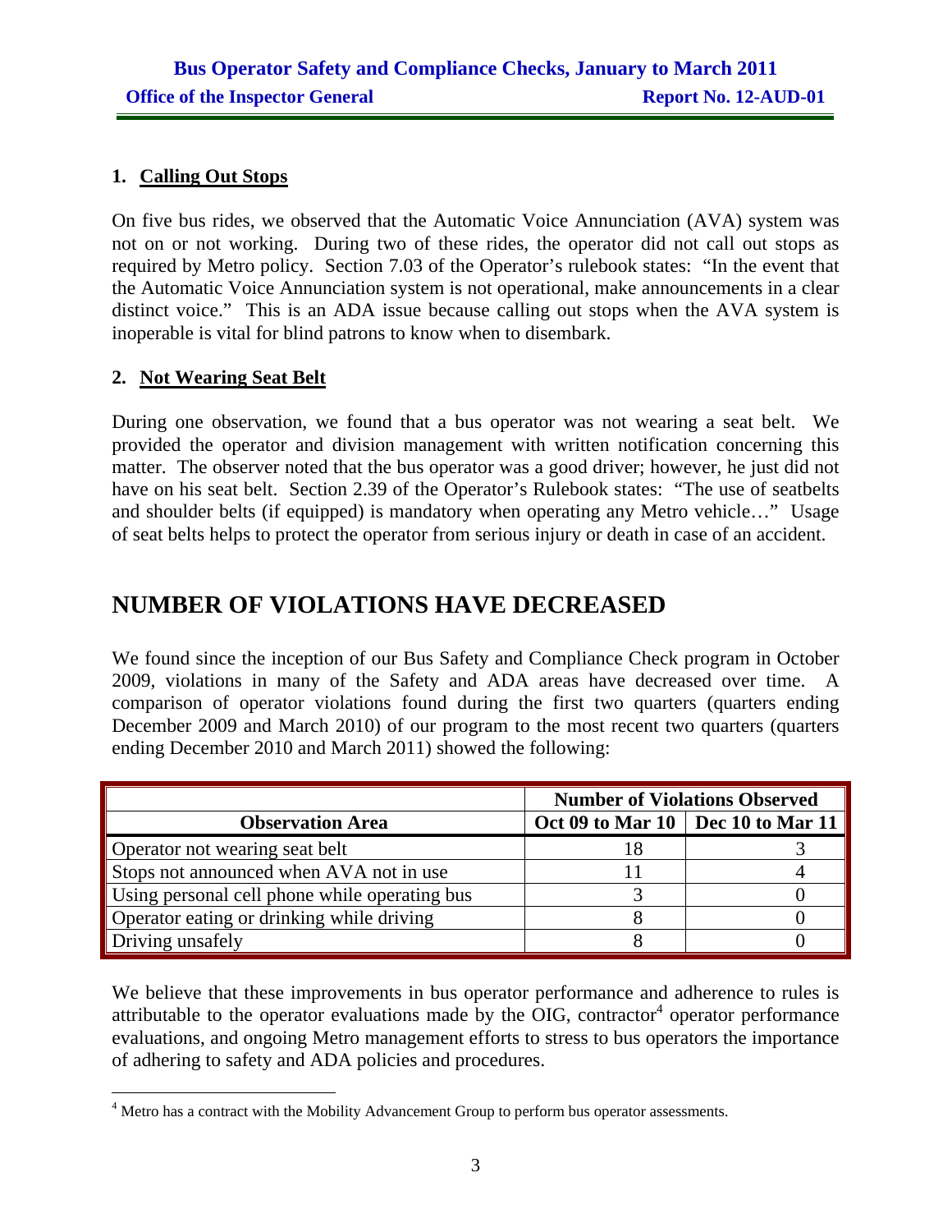### 1. Calling Out Stops

On five bus rides, we observed that the Automatic Voice Annunciation (AVA) system was not on or not working. During two of these rides, the operator did not call out stops as required by Metro policy. Section 7.03 of the Operator's rulebook states: "In the event that the Automatic Voice Annunciation system is not operational, make announcements in a clear distinct voice." This is an ADA issue because calling out stops when the AVA system is inoperable is vital for blind patrons to know when to disembark.

### 2. Not Wearing Seat Belt

During one observation, we found that a bus operator was not wearing a seat belt. We provided the operator and division management with written notification concerning this matter. The observer noted that the bus operator was a good driver; however, he just did not have on his seat belt. Section 2.39 of the Operator's Rulebook states: "The use of seatbelts and shoulder belts (if equipped) is mandatory when operating any Metro vehicle…" Usage of seat belts helps to protect the operator from serious injury or death in case of an accident.

## NUMBER OF VIOLATIONS HAVE DECREASED

We found since the inception of our Bus Safety and Compliance Check program in October 2009, violations in many of the Safety and ADA areas have decreased over time. A comparison of operator violations found during the first two quarters (quarters ending December 2009 and March 2010) of our program to the most recent two quarters (quarters ending December 2010 and March 2011) showed the following:

| | Number of Violations Observed | |
|---|---|---|
| **Observation Area** | **Oct 09 to Mar 10** | **Dec 10 to Mar 11** |
| Operator not wearing seat belt | 18 | 3 |
| Stops not announced when AVA not in use | 11 | 4 |
| Using personal cell phone while operating bus | 3 | 0 |
| Operator eating or drinking while driving | 8 | 0 |
| Driving unsafely | 8 | 0 |

We believe that these improvements in bus operator performance and adherence to rules is attributable to the operator evaluations made by the OIG, contractor[4] operator performance evaluations, and ongoing Metro management efforts to stress to bus operators the importance of adhering to safety and ADA policies and procedures.

[4] Metro has a contract with the Mobility Advancement Group to perform bus operator assessments.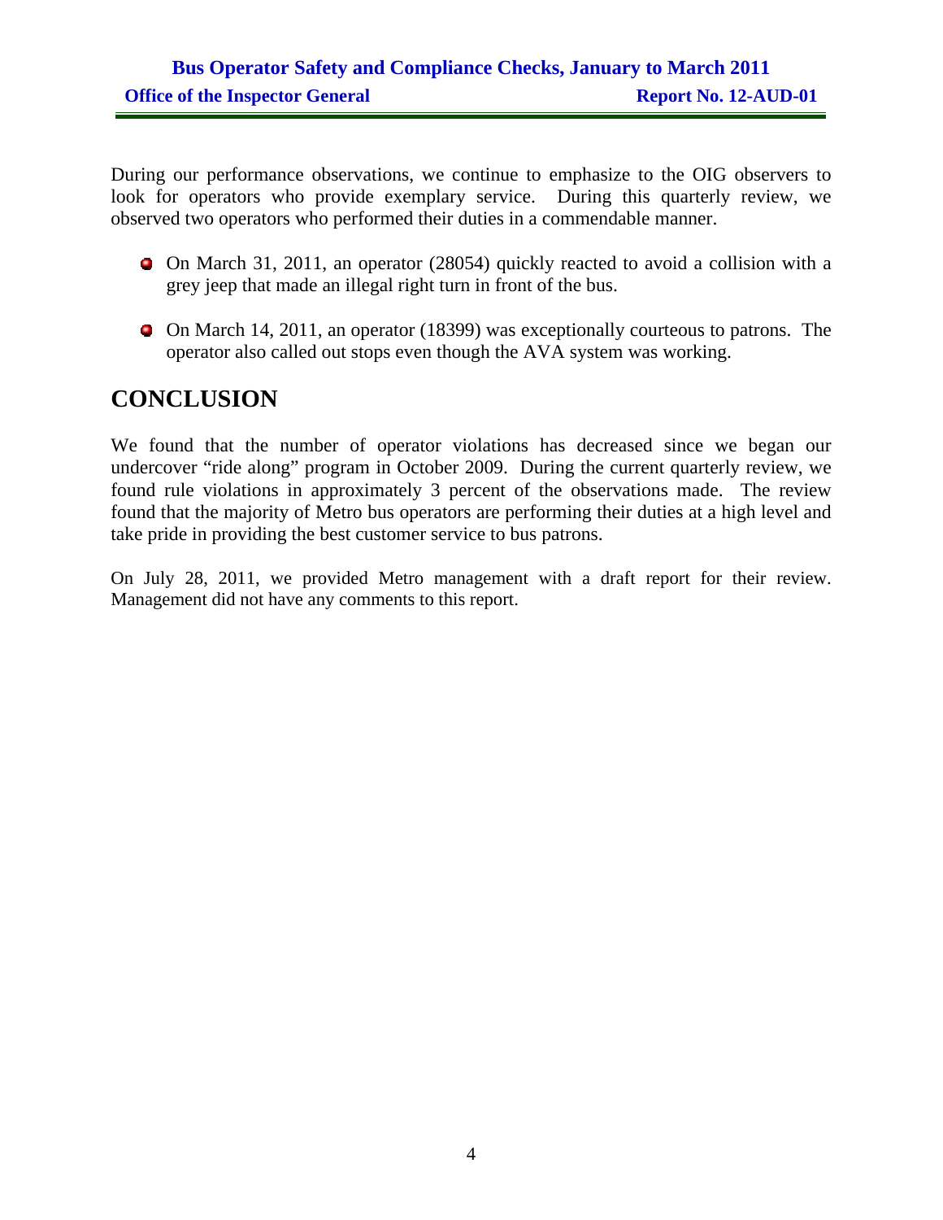During our performance observations, we continue to emphasize to the OIG observers to look for operators who provide exemplary service. During this quarterly review, we observed two operators who performed their duties in a commendable manner.

- On March 31, 2011, an operator (28054) quickly reacted to avoid a collision with a grey jeep that made an illegal right turn in front of the bus.
- On March 14, 2011, an operator (18399) was exceptionally courteous to patrons. The operator also called out stops even though the AVA system was working.

# CONCLUSION

We found that the number of operator violations has decreased since we began our undercover "ride along" program in October 2009. During the current quarterly review, we found rule violations in approximately 3 percent of the observations made. The review found that the majority of Metro bus operators are performing their duties at a high level and take pride in providing the best customer service to bus patrons.

On July 28, 2011, we provided Metro management with a draft report for their review. Management did not have any comments to this report.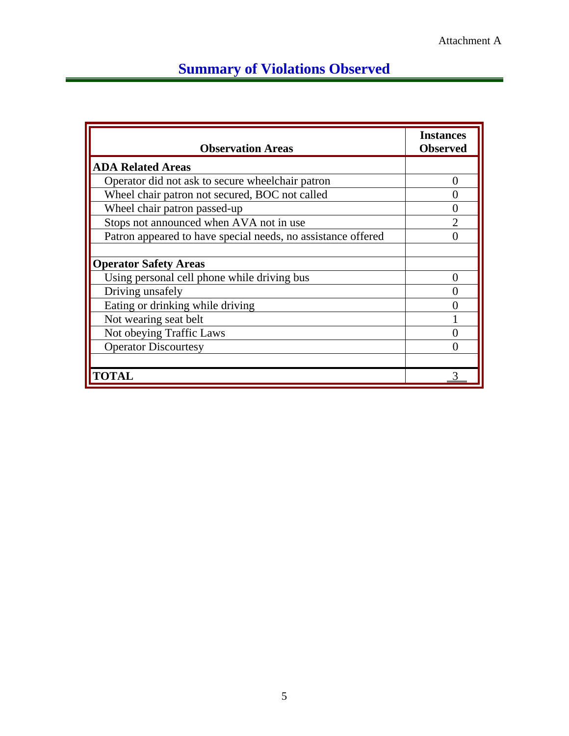Attachment A

# Summary of Violations Observed

| Observation Areas | Instances Observed |
| --- | --- |
| **ADA Related Areas** | |
| Operator did not ask to secure wheelchair patron | 0 |
| Wheel chair patron not secured, BOC not called | 0 |
| Wheel chair patron passed-up | 0 |
| Stops not announced when AVA not in use | 2 |
| Patron appeared to have special needs, no assistance offered | 0 |
| | |
| **Operator Safety Areas** | |
| Using personal cell phone while driving bus | 0 |
| Driving unsafely | 0 |
| Eating or drinking while driving | 0 |
| Not wearing seat belt | 1 |
| Not obeying Traffic Laws | 0 |
| Operator Discourtesy | 0 |
| | |
| **TOTAL** | 3 |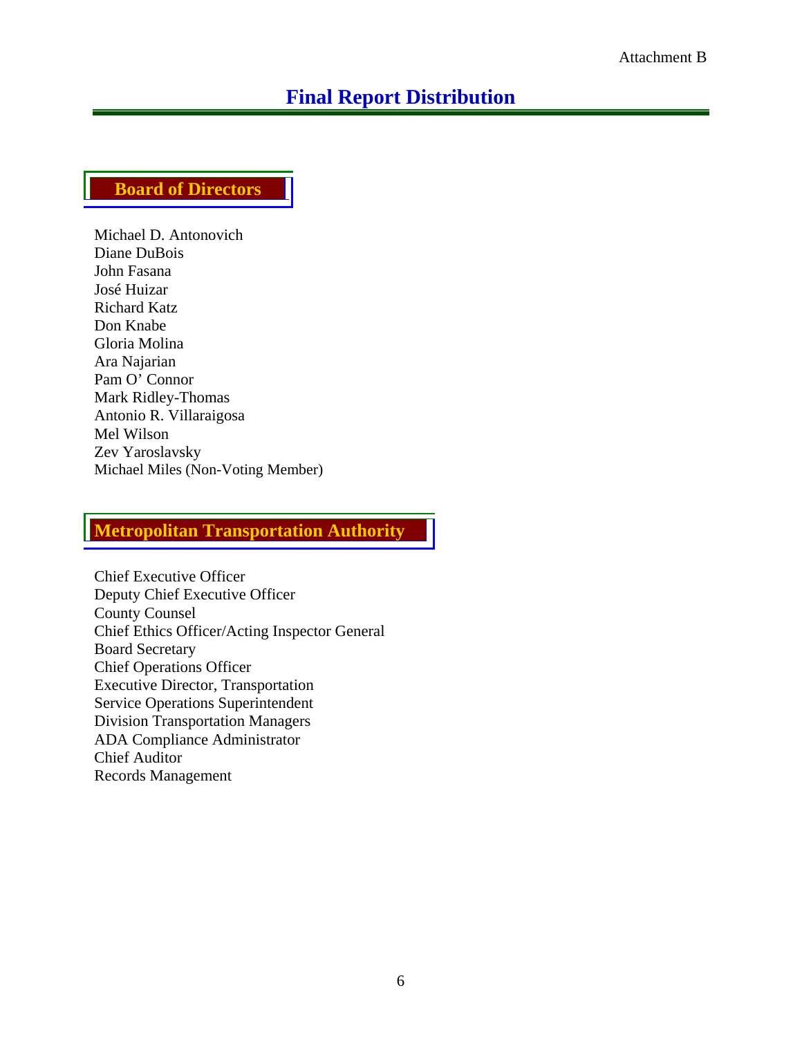Attachment B

# Final Report Distribution

## Board of Directors

Michael D. Antonovich
Diane DuBois
John Fasana
José Huizar
Richard Katz
Don Knabe
Gloria Molina
Ara Najarian
Pam O' Connor
Mark Ridley-Thomas
Antonio R. Villaraigosa
Mel Wilson
Zev Yaroslavsky
Michael Miles (Non-Voting Member)

## Metropolitan Transportation Authority

Chief Executive Officer
Deputy Chief Executive Officer
County Counsel
Chief Ethics Officer/Acting Inspector General
Board Secretary
Chief Operations Officer
Executive Director, Transportation
Service Operations Superintendent
Division Transportation Managers
ADA Compliance Administrator
Chief Auditor
Records Management